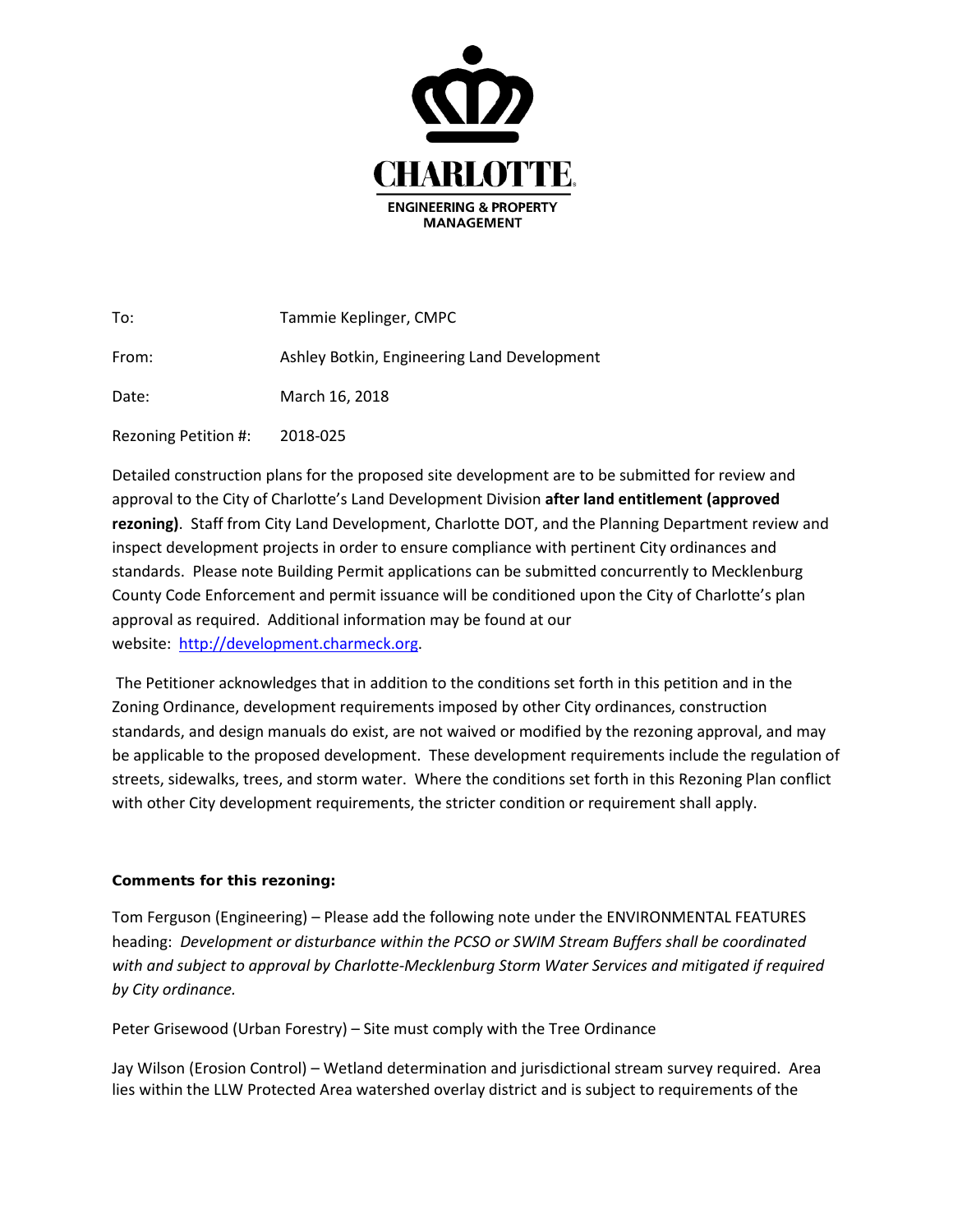CHARLOTTE
ENGINEERING & PROPERTY MANAGEMENT

To: Tammie Keplinger, CMPC

From: Ashley Botkin, Engineering Land Development

Date: March 16, 2018

Rezoning Petition #: 2018-025

Detailed construction plans for the proposed site development are to be submitted for review and approval to the City of Charlotte's Land Development Division **after land entitlement (approved rezoning)**. Staff from City Land Development, Charlotte DOT, and the Planning Department review and inspect development projects in order to ensure compliance with pertinent City ordinances and standards. Please note Building Permit applications can be submitted concurrently to Mecklenburg County Code Enforcement and permit issuance will be conditioned upon the City of Charlotte's plan approval as required. Additional information may be found at our website: [http://development.charmeck.org](http://development.charmeck.org).

The Petitioner acknowledges that in addition to the conditions set forth in this petition and in the Zoning Ordinance, development requirements imposed by other City ordinances, construction standards, and design manuals do exist, are not waived or modified by the rezoning approval, and may be applicable to the proposed development. These development requirements include the regulation of streets, sidewalks, trees, and storm water. Where the conditions set forth in this Rezoning Plan conflict with other City development requirements, the stricter condition or requirement shall apply.

**Comments for this rezoning:**

Tom Ferguson (Engineering) – Please add the following note under the ENVIRONMENTAL FEATURES heading: *Development or disturbance within the PCSO or SWIM Stream Buffers shall be coordinated with and subject to approval by Charlotte-Mecklenburg Storm Water Services and mitigated if required by City ordinance.*

Peter Grisewood (Urban Forestry) – Site must comply with the Tree Ordinance

Jay Wilson (Erosion Control) – Wetland determination and jurisdictional stream survey required. Area lies within the LLW Protected Area watershed overlay district and is subject to requirements of the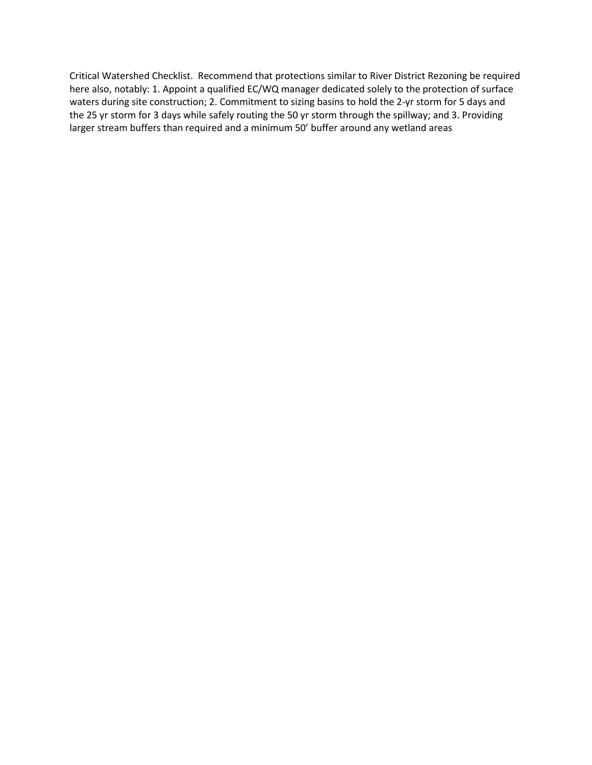Critical Watershed Checklist. Recommend that protections similar to River District Rezoning be required here also, notably: 1. Appoint a qualified EC/WQ manager dedicated solely to the protection of surface waters during site construction; 2. Commitment to sizing basins to hold the 2-yr storm for 5 days and the 25 yr storm for 3 days while safely routing the 50 yr storm through the spillway; and 3. Providing larger stream buffers than required and a minimum 50' buffer around any wetland areas